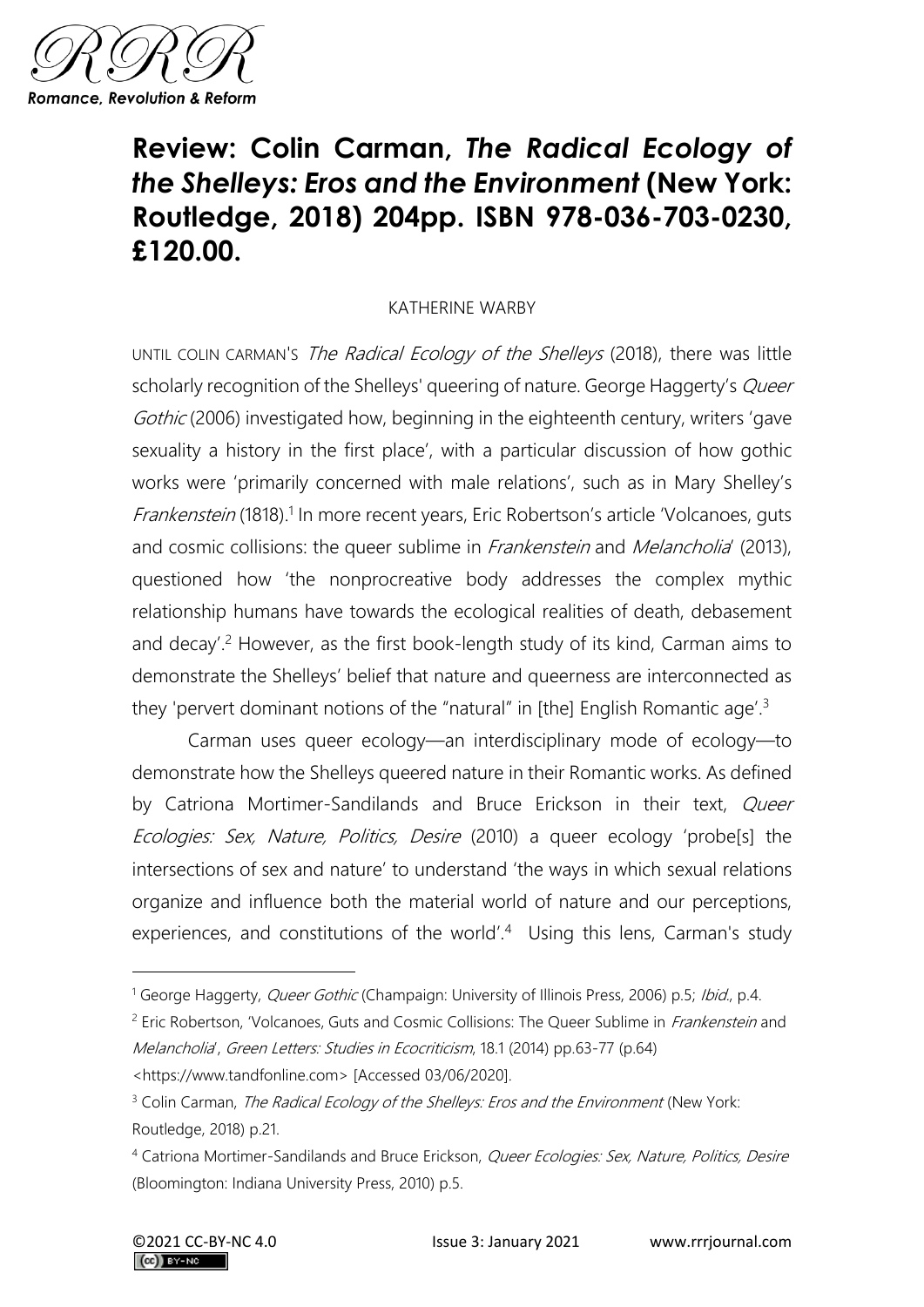# Review: Colin Carman, *The Radical Ecology of the Shelleys: Eros and the Environment* (New York: Routledge, 2018) 204pp. ISBN 978-036-703-0230, £120.00.

KATHERINE WARBY

UNTIL COLIN CARMAN'S *The Radical Ecology of the Shelleys* (2018), there was little scholarly recognition of the Shelleys' queering of nature. George Haggerty's *Queer Gothic* (2006) investigated how, beginning in the eighteenth century, writers 'gave sexuality a history in the first place', with a particular discussion of how gothic works were 'primarily concerned with male relations', such as in Mary Shelley's *Frankenstein* (1818).[1] In more recent years, Eric Robertson's article 'Volcanoes, guts and cosmic collisions: the queer sublime in *Frankenstein* and *Melancholia*' (2013), questioned how 'the nonprocreative body addresses the complex mythic relationship humans have towards the ecological realities of death, debasement and decay'.[2] However, as the first book-length study of its kind, Carman aims to demonstrate the Shelleys' belief that nature and queerness are interconnected as they 'pervert dominant notions of the "natural" in [the] English Romantic age'.[3]

Carman uses queer ecology—an interdisciplinary mode of ecology—to demonstrate how the Shelleys queered nature in their Romantic works. As defined by Catriona Mortimer-Sandilands and Bruce Erickson in their text, *Queer Ecologies: Sex, Nature, Politics, Desire* (2010) a queer ecology 'probe[s] the intersections of sex and nature' to understand 'the ways in which sexual relations organize and influence both the material world of nature and our perceptions, experiences, and constitutions of the world'.[4] Using this lens, Carman's study

---

[1] George Haggerty, *Queer Gothic* (Champaign: University of Illinois Press, 2006) p.5; *Ibid.*, p.4.

[2] Eric Robertson, 'Volcanoes, Guts and Cosmic Collisions: The Queer Sublime in *Frankenstein* and *Melancholia*', *Green Letters: Studies in Ecocriticism*, 18.1 (2014) pp.63-77 (p.64) <https://www.tandfonline.com> [Accessed 03/06/2020].

[3] Colin Carman, *The Radical Ecology of the Shelleys: Eros and the Environment* (New York: Routledge, 2018) p.21.

[4] Catriona Mortimer-Sandilands and Bruce Erickson, *Queer Ecologies: Sex, Nature, Politics, Desire* (Bloomington: Indiana University Press, 2010) p.5.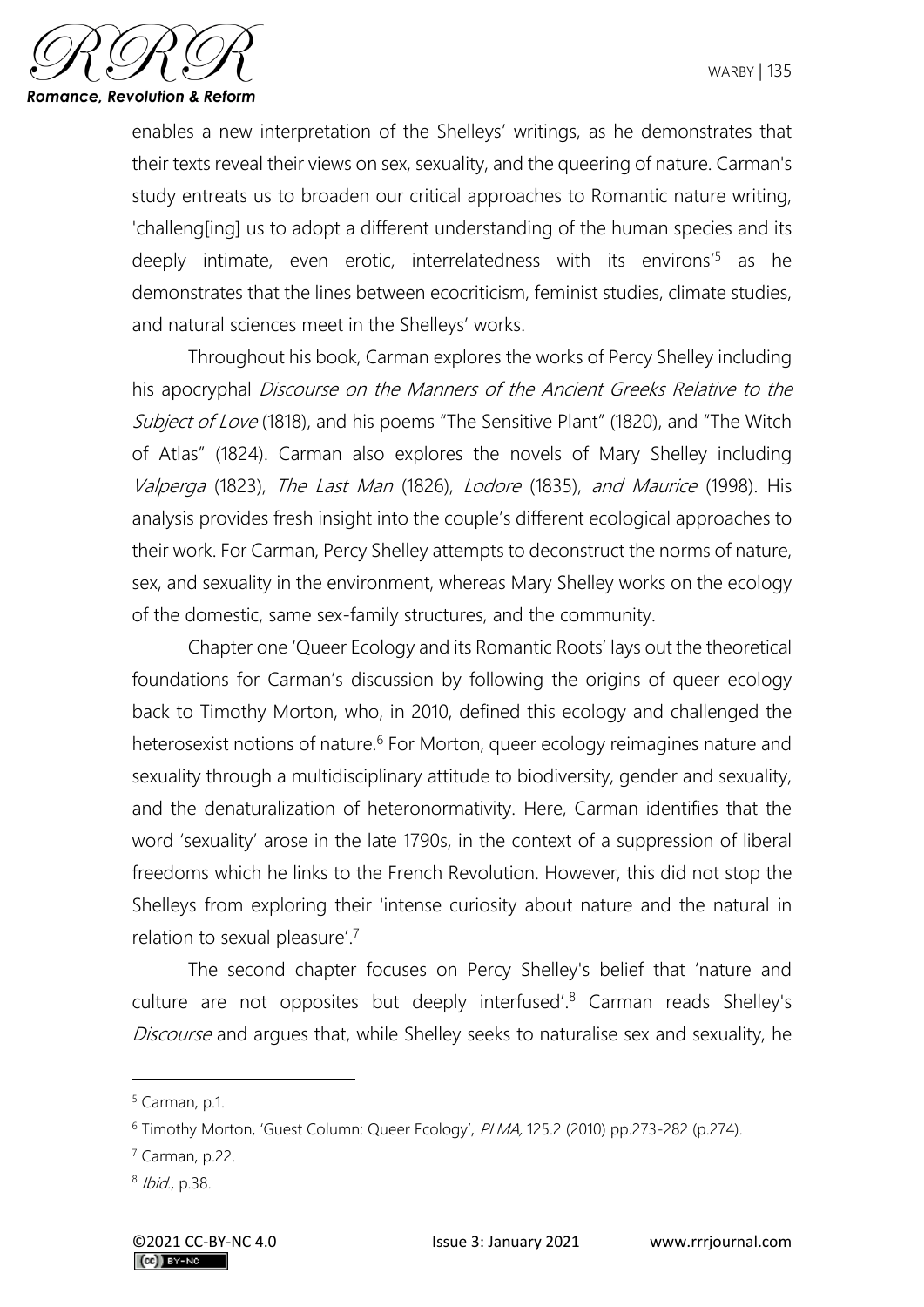enables a new interpretation of the Shelleys' writings, as he demonstrates that their texts reveal their views on sex, sexuality, and the queering of nature. Carman's study entreats us to broaden our critical approaches to Romantic nature writing, 'challeng[ing] us to adopt a different understanding of the human species and its deeply intimate, even erotic, interrelatedness with its environs'[5] as he demonstrates that the lines between ecocriticism, feminist studies, climate studies, and natural sciences meet in the Shelleys' works.

Throughout his book, Carman explores the works of Percy Shelley including his apocryphal *Discourse on the Manners of the Ancient Greeks Relative to the Subject of Love* (1818), and his poems "The Sensitive Plant" (1820), and "The Witch of Atlas" (1824). Carman also explores the novels of Mary Shelley including *Valperga* (1823), *The Last Man* (1826), *Lodore* (1835), *and Maurice* (1998). His analysis provides fresh insight into the couple's different ecological approaches to their work. For Carman, Percy Shelley attempts to deconstruct the norms of nature, sex, and sexuality in the environment, whereas Mary Shelley works on the ecology of the domestic, same sex-family structures, and the community.

Chapter one 'Queer Ecology and its Romantic Roots' lays out the theoretical foundations for Carman's discussion by following the origins of queer ecology back to Timothy Morton, who, in 2010, defined this ecology and challenged the heterosexist notions of nature.[6] For Morton, queer ecology reimagines nature and sexuality through a multidisciplinary attitude to biodiversity, gender and sexuality, and the denaturalization of heteronormativity. Here, Carman identifies that the word 'sexuality' arose in the late 1790s, in the context of a suppression of liberal freedoms which he links to the French Revolution. However, this did not stop the Shelleys from exploring their 'intense curiosity about nature and the natural in relation to sexual pleasure'.[7]

The second chapter focuses on Percy Shelley's belief that 'nature and culture are not opposites but deeply interfused'.[8] Carman reads Shelley's *Discourse* and argues that, while Shelley seeks to naturalise sex and sexuality, he

---

[5] Carman, p.1.

[6] Timothy Morton, 'Guest Column: Queer Ecology', *PLMA,* 125.2 (2010) pp.273-282 (p.274).

[7] Carman, p.22.

[8] *Ibid.*, p.38.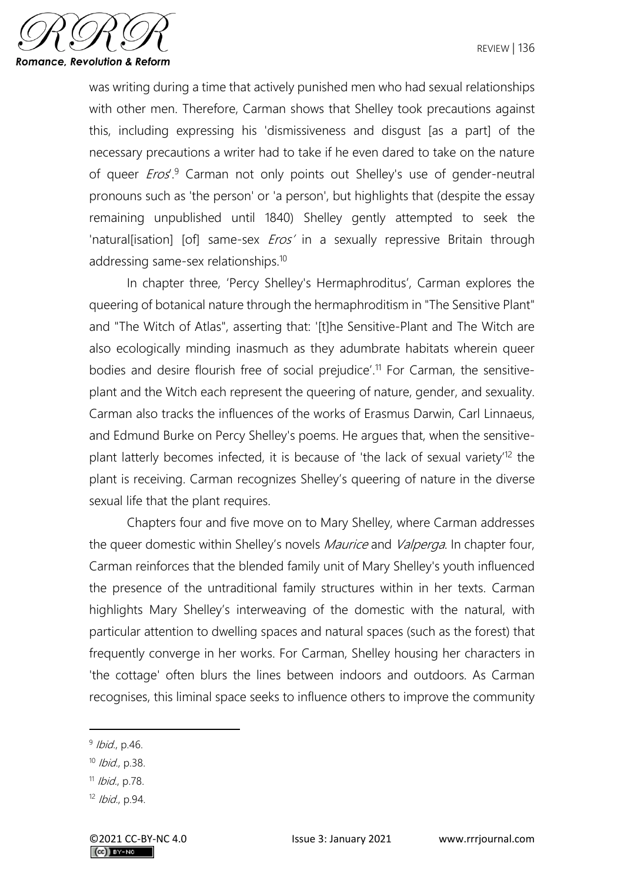was writing during a time that actively punished men who had sexual relationships with other men. Therefore, Carman shows that Shelley took precautions against this, including expressing his 'dismissiveness and disgust [as a part] of the necessary precautions a writer had to take if he even dared to take on the nature of queer *Eros*'.[9] Carman not only points out Shelley's use of gender-neutral pronouns such as 'the person' or 'a person', but highlights that (despite the essay remaining unpublished until 1840) Shelley gently attempted to seek the 'natural[isation] [of] same-sex *Eros*' in a sexually repressive Britain through addressing same-sex relationships.[10]

In chapter three, 'Percy Shelley's Hermaphroditus', Carman explores the queering of botanical nature through the hermaphroditism in "The Sensitive Plant" and "The Witch of Atlas", asserting that: '[t]he Sensitive-Plant and The Witch are also ecologically minding inasmuch as they adumbrate habitats wherein queer bodies and desire flourish free of social prejudice'.[11] For Carman, the sensitive-plant and the Witch each represent the queering of nature, gender, and sexuality. Carman also tracks the influences of the works of Erasmus Darwin, Carl Linnaeus, and Edmund Burke on Percy Shelley's poems. He argues that, when the sensitive-plant latterly becomes infected, it is because of 'the lack of sexual variety'[12] the plant is receiving. Carman recognizes Shelley's queering of nature in the diverse sexual life that the plant requires.

Chapters four and five move on to Mary Shelley, where Carman addresses the queer domestic within Shelley's novels *Maurice* and *Valperga*. In chapter four, Carman reinforces that the blended family unit of Mary Shelley's youth influenced the presence of the untraditional family structures within in her texts. Carman highlights Mary Shelley's interweaving of the domestic with the natural, with particular attention to dwelling spaces and natural spaces (such as the forest) that frequently converge in her works. For Carman, Shelley housing her characters in 'the cottage' often blurs the lines between indoors and outdoors. As Carman recognises, this liminal space seeks to influence others to improve the community

---

[9] *Ibid.*, p.46.

[10] *Ibid.*, p.38.

[11] *Ibid.*, p.78.

[12] *Ibid.*, p.94.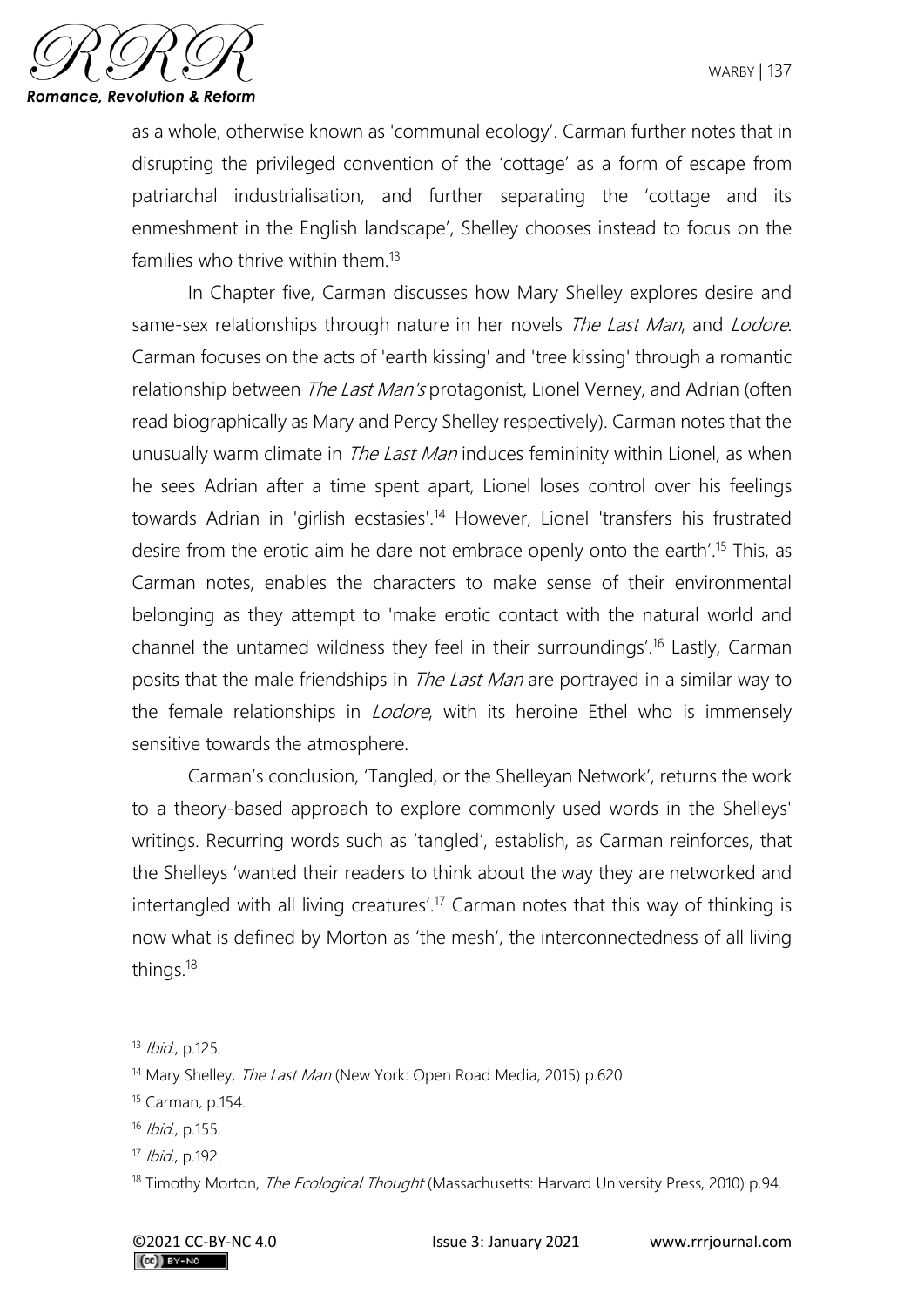as a whole, otherwise known as 'communal ecology'. Carman further notes that in disrupting the privileged convention of the 'cottage' as a form of escape from patriarchal industrialisation, and further separating the 'cottage and its enmeshment in the English landscape', Shelley chooses instead to focus on the families who thrive within them.[13]

In Chapter five, Carman discusses how Mary Shelley explores desire and same-sex relationships through nature in her novels *The Last Man*, and *Lodore*. Carman focuses on the acts of 'earth kissing' and 'tree kissing' through a romantic relationship between *The Last Man's* protagonist, Lionel Verney, and Adrian (often read biographically as Mary and Percy Shelley respectively). Carman notes that the unusually warm climate in *The Last Man* induces femininity within Lionel, as when he sees Adrian after a time spent apart, Lionel loses control over his feelings towards Adrian in 'girlish ecstasies'.[14] However, Lionel 'transfers his frustrated desire from the erotic aim he dare not embrace openly onto the earth'.[15] This, as Carman notes, enables the characters to make sense of their environmental belonging as they attempt to 'make erotic contact with the natural world and channel the untamed wildness they feel in their surroundings'.[16] Lastly, Carman posits that the male friendships in *The Last Man* are portrayed in a similar way to the female relationships in *Lodore*, with its heroine Ethel who is immensely sensitive towards the atmosphere.

Carman's conclusion, 'Tangled, or the Shelleyan Network', returns the work to a theory-based approach to explore commonly used words in the Shelleys' writings. Recurring words such as 'tangled', establish, as Carman reinforces, that the Shelleys 'wanted their readers to think about the way they are networked and intertangled with all living creatures'.[17] Carman notes that this way of thinking is now what is defined by Morton as 'the mesh', the interconnectedness of all living things.[18]

---

[13] *Ibid.*, p.125.

[14] Mary Shelley, *The Last Man* (New York: Open Road Media, 2015) p.620.

[15] Carman, p.154.

[16] *Ibid.*, p.155.

[17] *Ibid.*, p.192.

[18] Timothy Morton, *The Ecological Thought* (Massachusetts: Harvard University Press, 2010) p.94.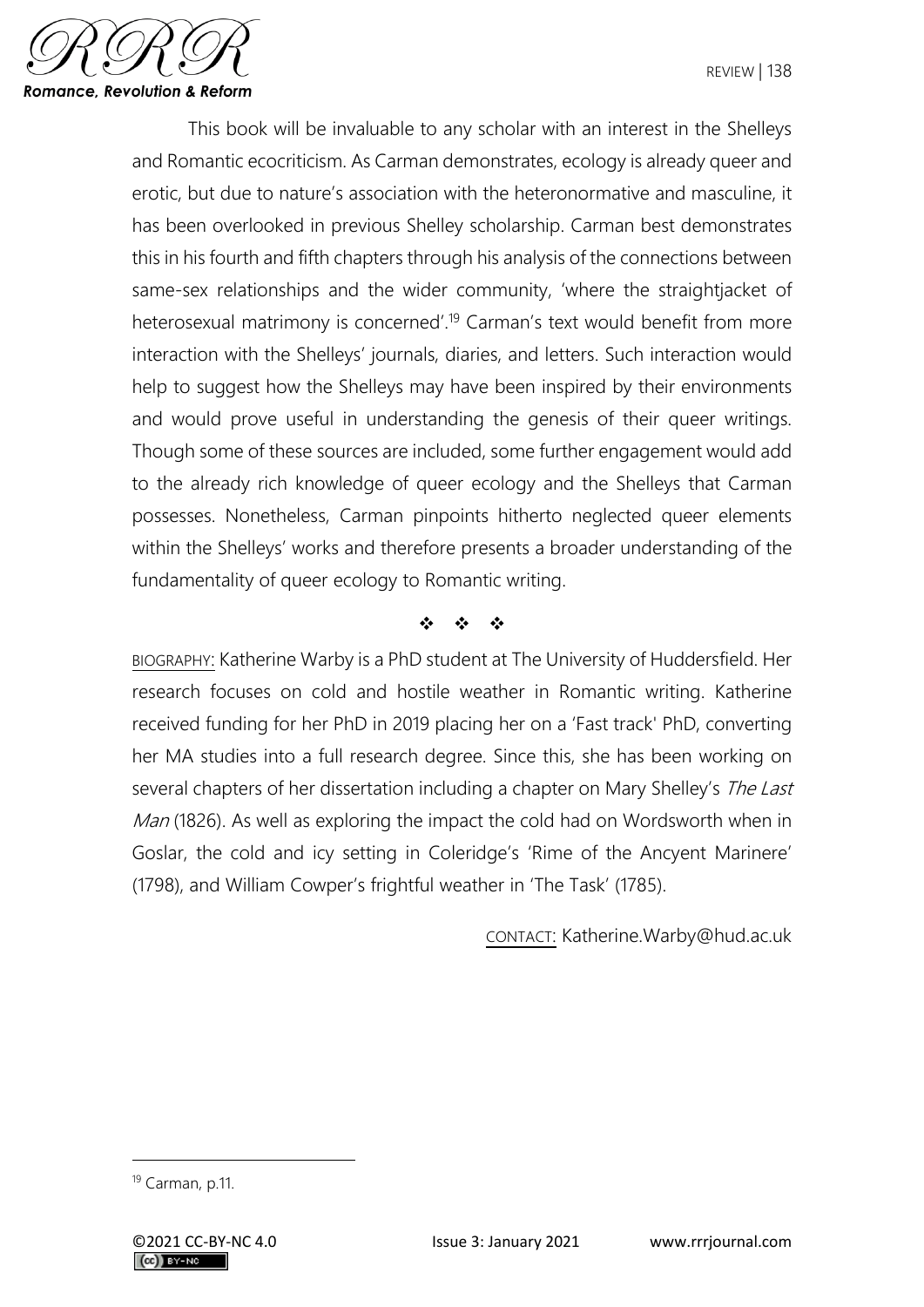This book will be invaluable to any scholar with an interest in the Shelleys and Romantic ecocriticism. As Carman demonstrates, ecology is already queer and erotic, but due to nature's association with the heteronormative and masculine, it has been overlooked in previous Shelley scholarship. Carman best demonstrates this in his fourth and fifth chapters through his analysis of the connections between same-sex relationships and the wider community, 'where the straightjacket of heterosexual matrimony is concerned'.[19] Carman's text would benefit from more interaction with the Shelleys' journals, diaries, and letters. Such interaction would help to suggest how the Shelleys may have been inspired by their environments and would prove useful in understanding the genesis of their queer writings. Though some of these sources are included, some further engagement would add to the already rich knowledge of queer ecology and the Shelleys that Carman possesses. Nonetheless, Carman pinpoints hitherto neglected queer elements within the Shelleys' works and therefore presents a broader understanding of the fundamentality of queer ecology to Romantic writing.

❖ ❖ ❖

BIOGRAPHY: Katherine Warby is a PhD student at The University of Huddersfield. Her research focuses on cold and hostile weather in Romantic writing. Katherine received funding for her PhD in 2019 placing her on a 'Fast track' PhD, converting her MA studies into a full research degree. Since this, she has been working on several chapters of her dissertation including a chapter on Mary Shelley's *The Last Man* (1826). As well as exploring the impact the cold had on Wordsworth when in Goslar, the cold and icy setting in Coleridge's 'Rime of the Ancyent Marinere' (1798), and William Cowper's frightful weather in 'The Task' (1785).

CONTACT: Katherine.Warby@hud.ac.uk

---

[19] Carman, p.11.